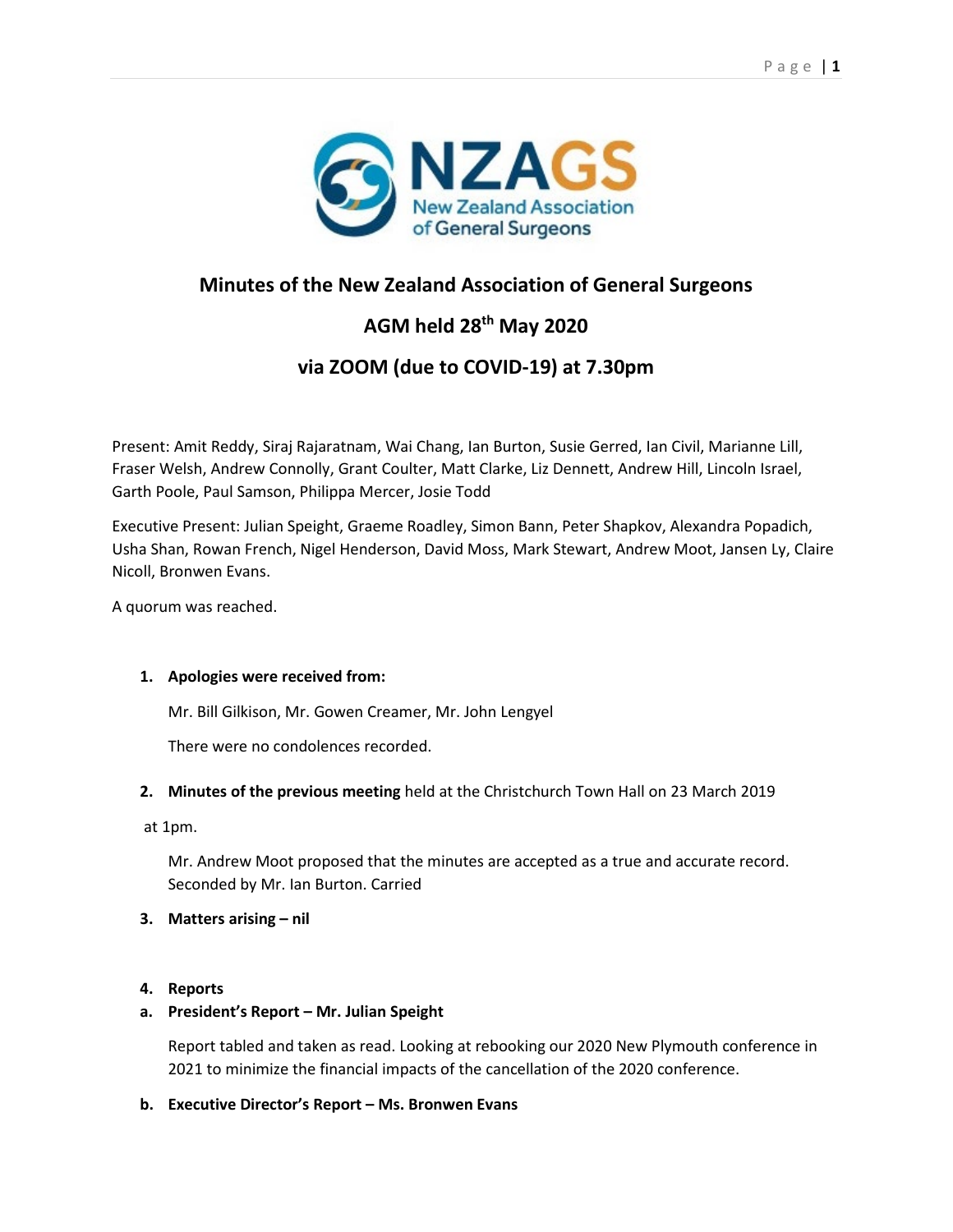NZAGS
New Zealand Association of General Surgeons

# Minutes of the New Zealand Association of General Surgeons

## AGM held 28th May 2020

## via ZOOM (due to COVID-19) at 7.30pm

Present: Amit Reddy, Siraj Rajaratnam, Wai Chang, Ian Burton, Susie Gerred, Ian Civil, Marianne Lill, Fraser Welsh, Andrew Connolly, Grant Coulter, Matt Clarke, Liz Dennett, Andrew Hill, Lincoln Israel, Garth Poole, Paul Samson, Philippa Mercer, Josie Todd

Executive Present: Julian Speight, Graeme Roadley, Simon Bann, Peter Shapkov, Alexandra Popadich, Usha Shan, Rowan French, Nigel Henderson, David Moss, Mark Stewart, Andrew Moot, Jansen Ly, Claire Nicoll, Bronwen Evans.

A quorum was reached.

1. **Apologies were received from:**

   Mr. Bill Gilkison, Mr. Gowen Creamer, Mr. John Lengyel

   There were no condolences recorded.

2. **Minutes of the previous meeting** held at the Christchurch Town Hall on 23 March 2019 at 1pm.

   Mr. Andrew Moot proposed that the minutes are accepted as a true and accurate record. Seconded by Mr. Ian Burton. Carried

3. **Matters arising – nil**

4. **Reports**

a. **President's Report – Mr. Julian Speight**

   Report tabled and taken as read. Looking at rebooking our 2020 New Plymouth conference in 2021 to minimize the financial impacts of the cancellation of the 2020 conference.

b. **Executive Director's Report – Ms. Bronwen Evans**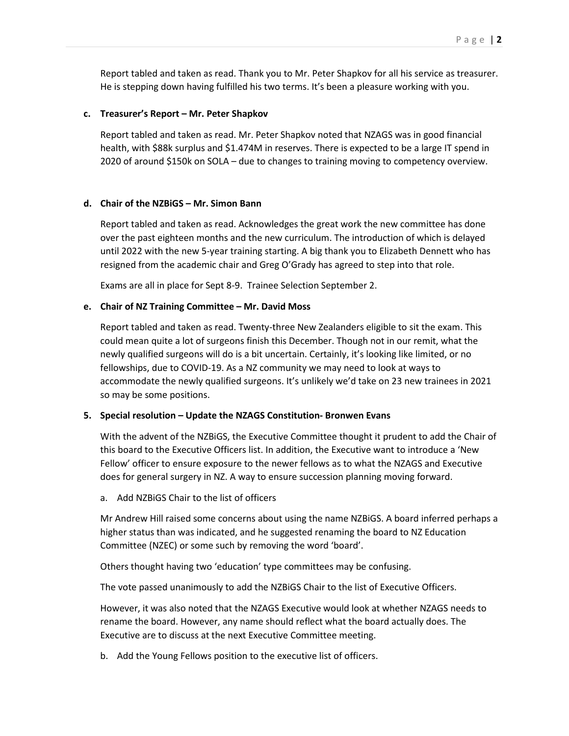Report tabled and taken as read. Thank you to Mr. Peter Shapkov for all his service as treasurer. He is stepping down having fulfilled his two terms. It's been a pleasure working with you.

**c. Treasurer's Report – Mr. Peter Shapkov**

Report tabled and taken as read. Mr. Peter Shapkov noted that NZAGS was in good financial health, with $88k surplus and $1.474M in reserves. There is expected to be a large IT spend in 2020 of around $150k on SOLA – due to changes to training moving to competency overview.

**d. Chair of the NZBiGS – Mr. Simon Bann**

Report tabled and taken as read. Acknowledges the great work the new committee has done over the past eighteen months and the new curriculum. The introduction of which is delayed until 2022 with the new 5-year training starting. A big thank you to Elizabeth Dennett who has resigned from the academic chair and Greg O'Grady has agreed to step into that role.

Exams are all in place for Sept 8-9. Trainee Selection September 2.

**e. Chair of NZ Training Committee – Mr. David Moss**

Report tabled and taken as read. Twenty-three New Zealanders eligible to sit the exam. This could mean quite a lot of surgeons finish this December. Though not in our remit, what the newly qualified surgeons will do is a bit uncertain. Certainly, it's looking like limited, or no fellowships, due to COVID-19. As a NZ community we may need to look at ways to accommodate the newly qualified surgeons. It's unlikely we'd take on 23 new trainees in 2021 so may be some positions.

**5. Special resolution – Update the NZAGS Constitution- Bronwen Evans**

With the advent of the NZBiGS, the Executive Committee thought it prudent to add the Chair of this board to the Executive Officers list. In addition, the Executive want to introduce a 'New Fellow' officer to ensure exposure to the newer fellows as to what the NZAGS and Executive does for general surgery in NZ. A way to ensure succession planning moving forward.

a. Add NZBiGS Chair to the list of officers

Mr Andrew Hill raised some concerns about using the name NZBiGS. A board inferred perhaps a higher status than was indicated, and he suggested renaming the board to NZ Education Committee (NZEC) or some such by removing the word 'board'.

Others thought having two 'education' type committees may be confusing.

The vote passed unanimously to add the NZBiGS Chair to the list of Executive Officers.

However, it was also noted that the NZAGS Executive would look at whether NZAGS needs to rename the board. However, any name should reflect what the board actually does. The Executive are to discuss at the next Executive Committee meeting.

b. Add the Young Fellows position to the executive list of officers.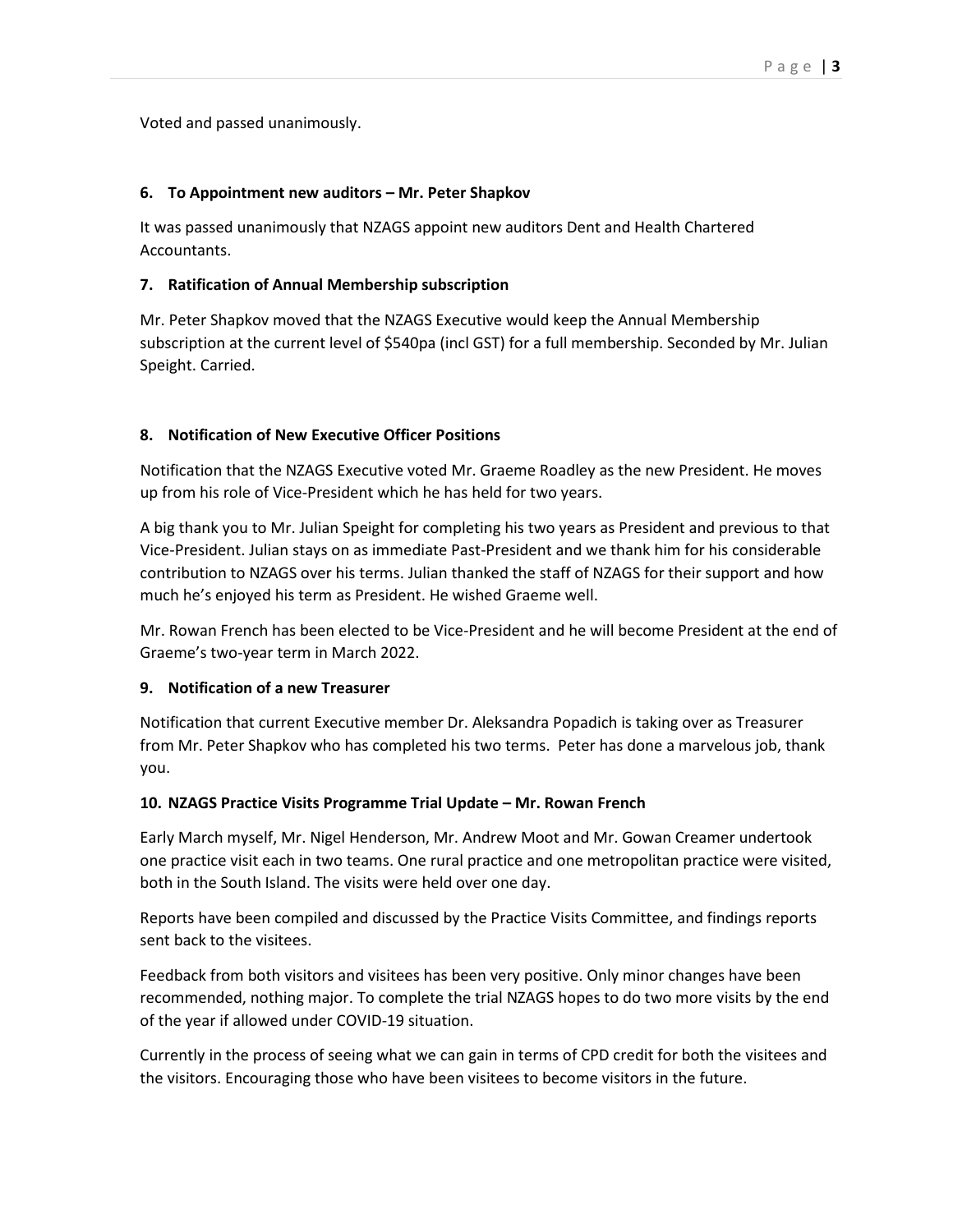Voted and passed unanimously.

**6. To Appointment new auditors – Mr. Peter Shapkov**

It was passed unanimously that NZAGS appoint new auditors Dent and Health Chartered Accountants.

**7. Ratification of Annual Membership subscription**

Mr. Peter Shapkov moved that the NZAGS Executive would keep the Annual Membership subscription at the current level of $540pa (incl GST) for a full membership. Seconded by Mr. Julian Speight. Carried.

**8. Notification of New Executive Officer Positions**

Notification that the NZAGS Executive voted Mr. Graeme Roadley as the new President. He moves up from his role of Vice-President which he has held for two years.

A big thank you to Mr. Julian Speight for completing his two years as President and previous to that Vice-President. Julian stays on as immediate Past-President and we thank him for his considerable contribution to NZAGS over his terms. Julian thanked the staff of NZAGS for their support and how much he's enjoyed his term as President. He wished Graeme well.

Mr. Rowan French has been elected to be Vice-President and he will become President at the end of Graeme's two-year term in March 2022.

**9. Notification of a new Treasurer**

Notification that current Executive member Dr. Aleksandra Popadich is taking over as Treasurer from Mr. Peter Shapkov who has completed his two terms. Peter has done a marvelous job, thank you.

**10. NZAGS Practice Visits Programme Trial Update – Mr. Rowan French**

Early March myself, Mr. Nigel Henderson, Mr. Andrew Moot and Mr. Gowan Creamer undertook one practice visit each in two teams. One rural practice and one metropolitan practice were visited, both in the South Island. The visits were held over one day.

Reports have been compiled and discussed by the Practice Visits Committee, and findings reports sent back to the visitees.

Feedback from both visitors and visitees has been very positive. Only minor changes have been recommended, nothing major. To complete the trial NZAGS hopes to do two more visits by the end of the year if allowed under COVID-19 situation.

Currently in the process of seeing what we can gain in terms of CPD credit for both the visitees and the visitors. Encouraging those who have been visitees to become visitors in the future.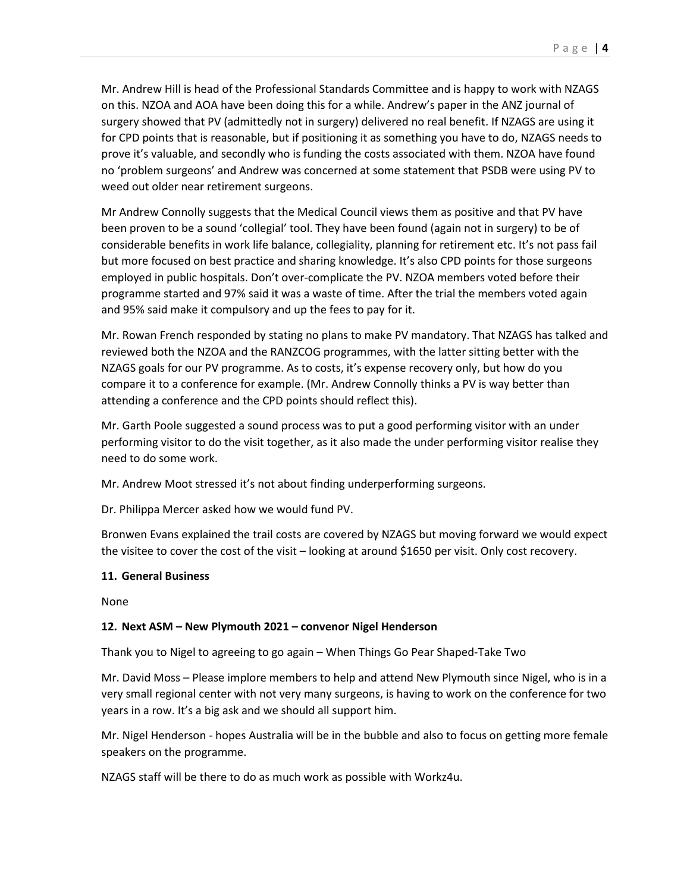Mr. Andrew Hill is head of the Professional Standards Committee and is happy to work with NZAGS on this. NZOA and AOA have been doing this for a while. Andrew's paper in the ANZ journal of surgery showed that PV (admittedly not in surgery) delivered no real benefit. If NZAGS are using it for CPD points that is reasonable, but if positioning it as something you have to do, NZAGS needs to prove it's valuable, and secondly who is funding the costs associated with them. NZOA have found no 'problem surgeons' and Andrew was concerned at some statement that PSDB were using PV to weed out older near retirement surgeons.

Mr Andrew Connolly suggests that the Medical Council views them as positive and that PV have been proven to be a sound 'collegial' tool. They have been found (again not in surgery) to be of considerable benefits in work life balance, collegiality, planning for retirement etc. It's not pass fail but more focused on best practice and sharing knowledge. It's also CPD points for those surgeons employed in public hospitals. Don't over-complicate the PV. NZOA members voted before their programme started and 97% said it was a waste of time. After the trial the members voted again and 95% said make it compulsory and up the fees to pay for it.

Mr. Rowan French responded by stating no plans to make PV mandatory. That NZAGS has talked and reviewed both the NZOA and the RANZCOG programmes, with the latter sitting better with the NZAGS goals for our PV programme. As to costs, it's expense recovery only, but how do you compare it to a conference for example. (Mr. Andrew Connolly thinks a PV is way better than attending a conference and the CPD points should reflect this).

Mr. Garth Poole suggested a sound process was to put a good performing visitor with an under performing visitor to do the visit together, as it also made the under performing visitor realise they need to do some work.

Mr. Andrew Moot stressed it's not about finding underperforming surgeons.

Dr. Philippa Mercer asked how we would fund PV.

Bronwen Evans explained the trail costs are covered by NZAGS but moving forward we would expect the visitee to cover the cost of the visit – looking at around $1650 per visit. Only cost recovery.

**11. General Business**

None

**12. Next ASM – New Plymouth 2021 – convenor Nigel Henderson**

Thank you to Nigel to agreeing to go again – When Things Go Pear Shaped-Take Two

Mr. David Moss – Please implore members to help and attend New Plymouth since Nigel, who is in a very small regional center with not very many surgeons, is having to work on the conference for two years in a row. It's a big ask and we should all support him.

Mr. Nigel Henderson - hopes Australia will be in the bubble and also to focus on getting more female speakers on the programme.

NZAGS staff will be there to do as much work as possible with Workz4u.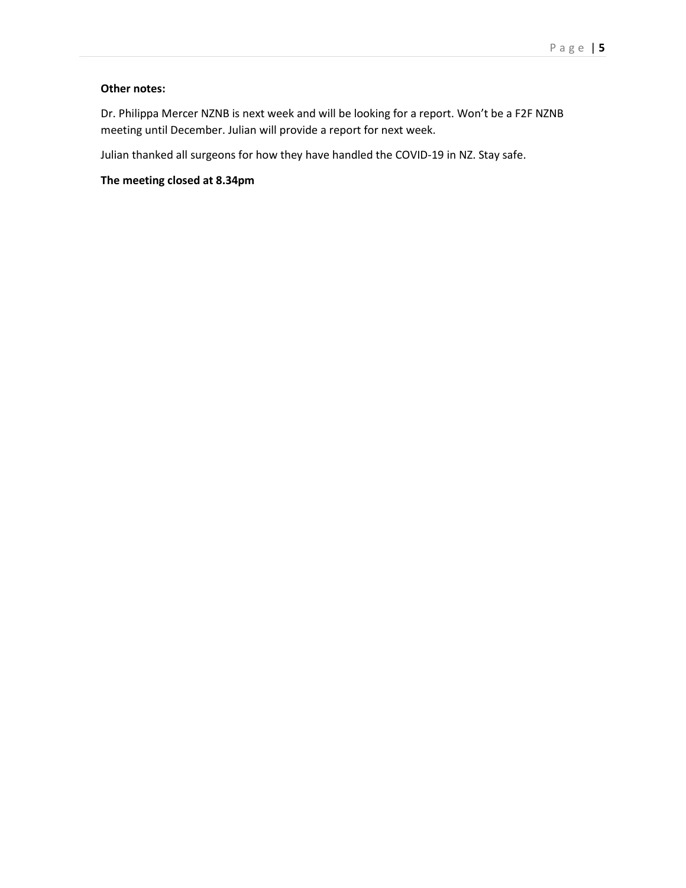**Other notes:**

Dr. Philippa Mercer NZNB is next week and will be looking for a report. Won't be a F2F NZNB meeting until December. Julian will provide a report for next week.

Julian thanked all surgeons for how they have handled the COVID-19 in NZ. Stay safe.

**The meeting closed at 8.34pm**